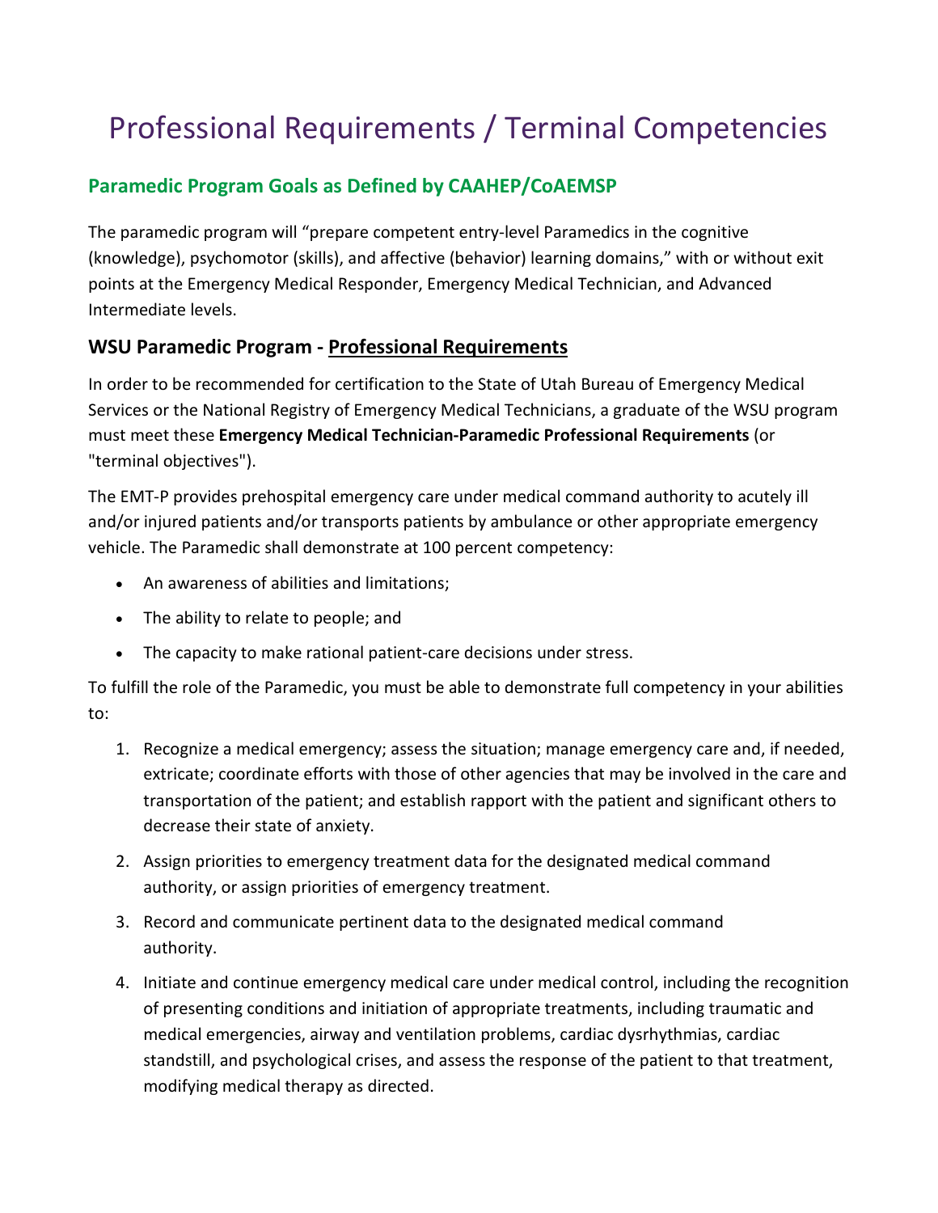# Professional Requirements / Terminal Competencies

## Paramedic Program Goals as Defined by CAAHEP/CoAEMSP

The paramedic program will "prepare competent entry-level Paramedics in the cognitive (knowledge), psychomotor (skills), and affective (behavior) learning domains," with or without exit points at the Emergency Medical Responder, Emergency Medical Technician, and Advanced Intermediate levels.

### WSU Paramedic Program - Professional Requirements

In order to be recommended for certification to the State of Utah Bureau of Emergency Medical Services or the National Registry of Emergency Medical Technicians, a graduate of the WSU program must meet these **Emergency Medical Technician-Paramedic Professional Requirements** (or "terminal objectives").

The EMT-P provides prehospital emergency care under medical command authority to acutely ill and/or injured patients and/or transports patients by ambulance or other appropriate emergency vehicle. The Paramedic shall demonstrate at 100 percent competency:

- An awareness of abilities and limitations;
- The ability to relate to people; and
- The capacity to make rational patient-care decisions under stress.

To fulfill the role of the Paramedic, you must be able to demonstrate full competency in your abilities to:

1. Recognize a medical emergency; assess the situation; manage emergency care and, if needed, extricate; coordinate efforts with those of other agencies that may be involved in the care and transportation of the patient; and establish rapport with the patient and significant others to decrease their state of anxiety.
2. Assign priorities to emergency treatment data for the designated medical command authority, or assign priorities of emergency treatment.
3. Record and communicate pertinent data to the designated medical command authority.
4. Initiate and continue emergency medical care under medical control, including the recognition of presenting conditions and initiation of appropriate treatments, including traumatic and medical emergencies, airway and ventilation problems, cardiac dysrhythmias, cardiac standstill, and psychological crises, and assess the response of the patient to that treatment, modifying medical therapy as directed.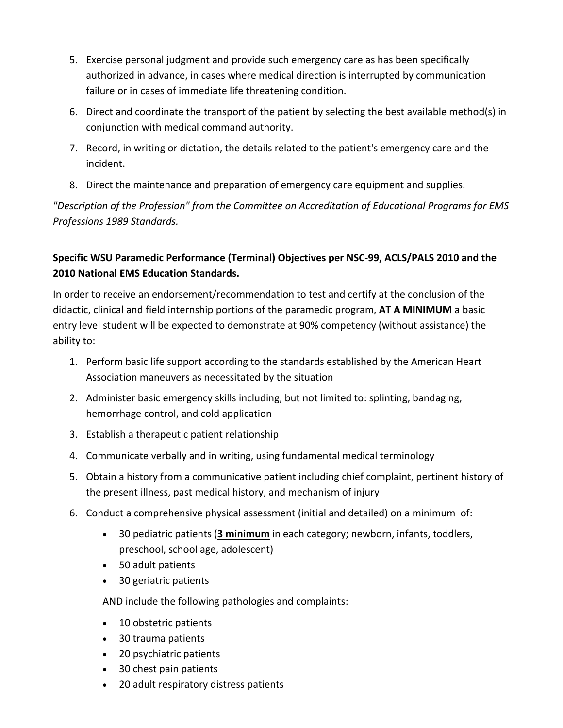5. Exercise personal judgment and provide such emergency care as has been specifically authorized in advance, in cases where medical direction is interrupted by communication failure or in cases of immediate life threatening condition.
6. Direct and coordinate the transport of the patient by selecting the best available method(s) in conjunction with medical command authority.
7. Record, in writing or dictation, the details related to the patient's emergency care and the incident.
8. Direct the maintenance and preparation of emergency care equipment and supplies.

*"Description of the Profession" from the Committee on Accreditation of Educational Programs for EMS Professions 1989 Standards.*

**Specific WSU Paramedic Performance (Terminal) Objectives per NSC-99, ACLS/PALS 2010 and the 2010 National EMS Education Standards.**

In order to receive an endorsement/recommendation to test and certify at the conclusion of the didactic, clinical and field internship portions of the paramedic program, **AT A MINIMUM** a basic entry level student will be expected to demonstrate at 90% competency (without assistance) the ability to:

1. Perform basic life support according to the standards established by the American Heart Association maneuvers as necessitated by the situation
2. Administer basic emergency skills including, but not limited to: splinting, bandaging, hemorrhage control, and cold application
3. Establish a therapeutic patient relationship
4. Communicate verbally and in writing, using fundamental medical terminology
5. Obtain a history from a communicative patient including chief complaint, pertinent history of the present illness, past medical history, and mechanism of injury
6. Conduct a comprehensive physical assessment (initial and detailed) on a minimum of:
   - 30 pediatric patients (**<u>3 minimum</u>** in each category; newborn, infants, toddlers, preschool, school age, adolescent)
   - 50 adult patients
   - 30 geriatric patients

   AND include the following pathologies and complaints:

   - 10 obstetric patients
   - 30 trauma patients
   - 20 psychiatric patients
   - 30 chest pain patients
   - 20 adult respiratory distress patients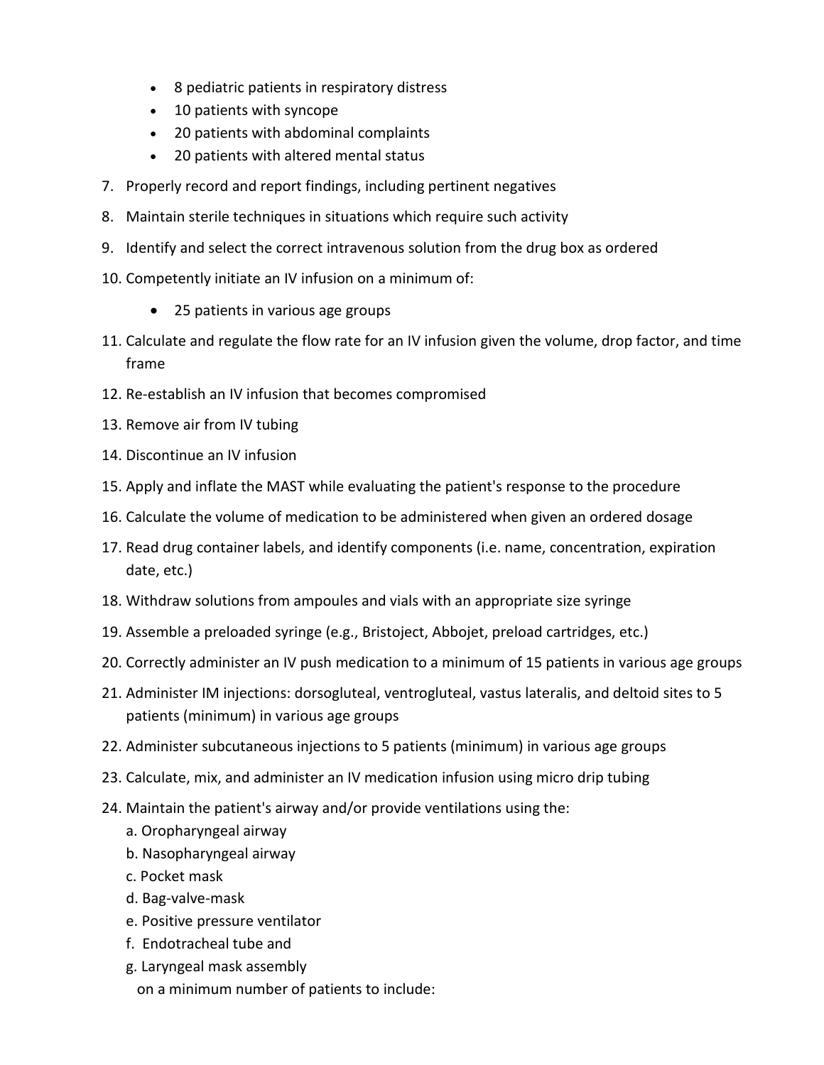- 8 pediatric patients in respiratory distress
- 10 patients with syncope
- 20 patients with abdominal complaints
- 20 patients with altered mental status

7. Properly record and report findings, including pertinent negatives
8. Maintain sterile techniques in situations which require such activity
9. Identify and select the correct intravenous solution from the drug box as ordered
10. Competently initiate an IV infusion on a minimum of:
    - 25 patients in various age groups
11. Calculate and regulate the flow rate for an IV infusion given the volume, drop factor, and time frame
12. Re-establish an IV infusion that becomes compromised
13. Remove air from IV tubing
14. Discontinue an IV infusion
15. Apply and inflate the MAST while evaluating the patient's response to the procedure
16. Calculate the volume of medication to be administered when given an ordered dosage
17. Read drug container labels, and identify components (i.e. name, concentration, expiration date, etc.)
18. Withdraw solutions from ampoules and vials with an appropriate size syringe
19. Assemble a preloaded syringe (e.g., Bristoject, Abbojet, preload cartridges, etc.)
20. Correctly administer an IV push medication to a minimum of 15 patients in various age groups
21. Administer IM injections: dorsogluteal, ventrogluteal, vastus lateralis, and deltoid sites to 5 patients (minimum) in various age groups
22. Administer subcutaneous injections to 5 patients (minimum) in various age groups
23. Calculate, mix, and administer an IV medication infusion using micro drip tubing
24. Maintain the patient's airway and/or provide ventilations using the:
    a. Oropharyngeal airway
    b. Nasopharyngeal airway
    c. Pocket mask
    d. Bag-valve-mask
    e. Positive pressure ventilator
    f. Endotracheal tube and
    g. Laryngeal mask assembly
    
    on a minimum number of patients to include: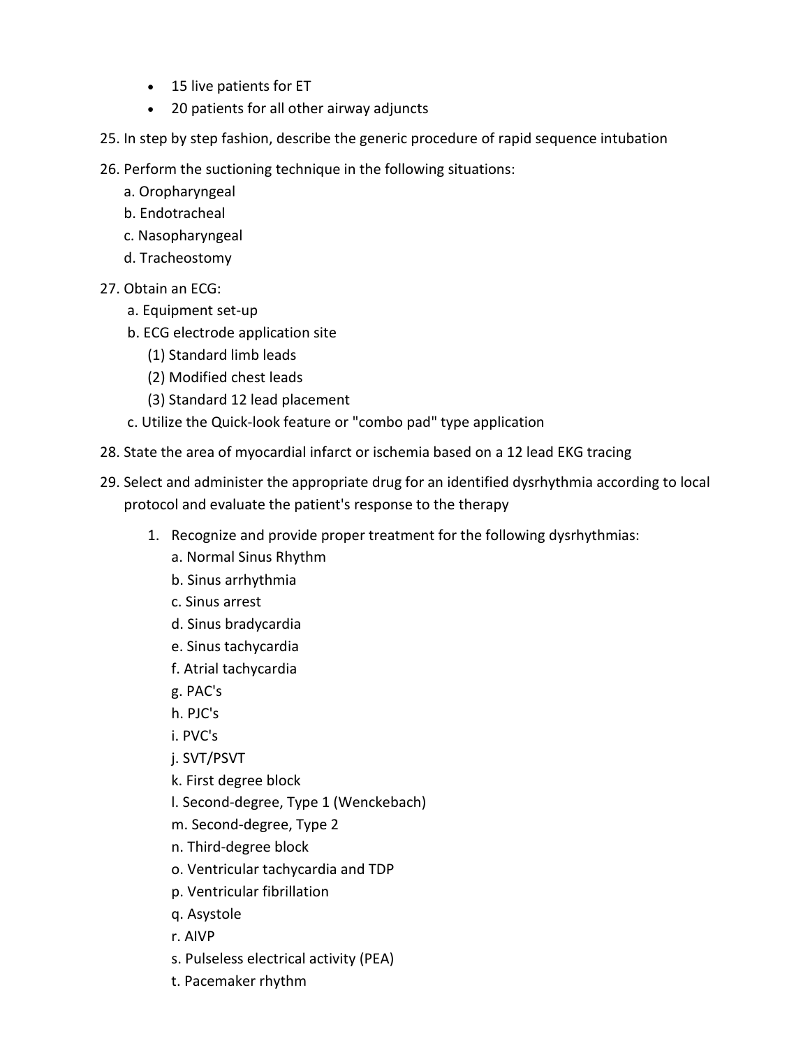- 15 live patients for ET
- 20 patients for all other airway adjuncts

25. In step by step fashion, describe the generic procedure of rapid sequence intubation

26. Perform the suctioning technique in the following situations:
    a. Oropharyngeal
    b. Endotracheal
    c. Nasopharyngeal
    d. Tracheostomy

27. Obtain an ECG:
    a. Equipment set-up
    b. ECG electrode application site
       (1) Standard limb leads
       (2) Modified chest leads
       (3) Standard 12 lead placement
    c. Utilize the Quick-look feature or "combo pad" type application

28. State the area of myocardial infarct or ischemia based on a 12 lead EKG tracing

29. Select and administer the appropriate drug for an identified dysrhythmia according to local protocol and evaluate the patient's response to the therapy

    1. Recognize and provide proper treatment for the following dysrhythmias:
       a. Normal Sinus Rhythm
       b. Sinus arrhythmia
       c. Sinus arrest
       d. Sinus bradycardia
       e. Sinus tachycardia
       f. Atrial tachycardia
       g. PAC's
       h. PJC's
       i. PVC's
       j. SVT/PSVT
       k. First degree block
       l. Second-degree, Type 1 (Wenckebach)
       m. Second-degree, Type 2
       n. Third-degree block
       o. Ventricular tachycardia and TDP
       p. Ventricular fibrillation
       q. Asystole
       r. AIVP
       s. Pulseless electrical activity (PEA)
       t. Pacemaker rhythm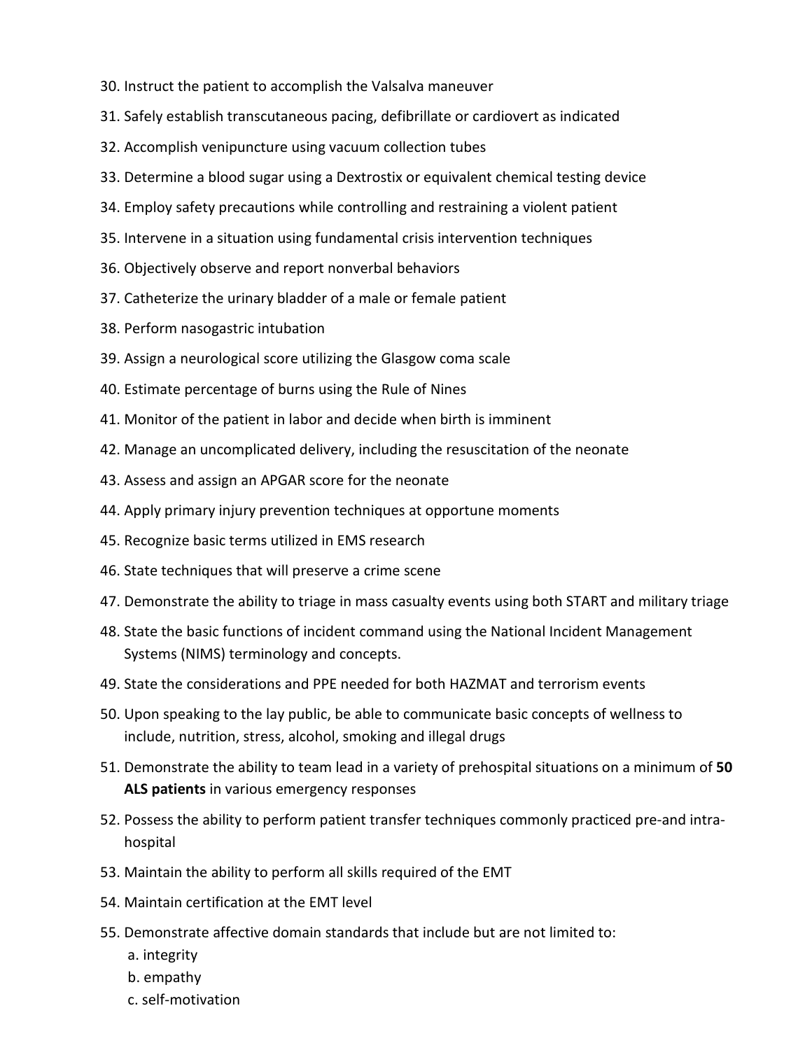30. Instruct the patient to accomplish the Valsalva maneuver
31. Safely establish transcutaneous pacing, defibrillate or cardiovert as indicated
32. Accomplish venipuncture using vacuum collection tubes
33. Determine a blood sugar using a Dextrostix or equivalent chemical testing device
34. Employ safety precautions while controlling and restraining a violent patient
35. Intervene in a situation using fundamental crisis intervention techniques
36. Objectively observe and report nonverbal behaviors
37. Catheterize the urinary bladder of a male or female patient
38. Perform nasogastric intubation
39. Assign a neurological score utilizing the Glasgow coma scale
40. Estimate percentage of burns using the Rule of Nines
41. Monitor of the patient in labor and decide when birth is imminent
42. Manage an uncomplicated delivery, including the resuscitation of the neonate
43. Assess and assign an APGAR score for the neonate
44. Apply primary injury prevention techniques at opportune moments
45. Recognize basic terms utilized in EMS research
46. State techniques that will preserve a crime scene
47. Demonstrate the ability to triage in mass casualty events using both START and military triage
48. State the basic functions of incident command using the National Incident Management Systems (NIMS) terminology and concepts.
49. State the considerations and PPE needed for both HAZMAT and terrorism events
50. Upon speaking to the lay public, be able to communicate basic concepts of wellness to include, nutrition, stress, alcohol, smoking and illegal drugs
51. Demonstrate the ability to team lead in a variety of prehospital situations on a minimum of **50 ALS patients** in various emergency responses
52. Possess the ability to perform patient transfer techniques commonly practiced pre-and intra-hospital
53. Maintain the ability to perform all skills required of the EMT
54. Maintain certification at the EMT level
55. Demonstrate affective domain standards that include but are not limited to:
    a. integrity
    b. empathy
    c. self-motivation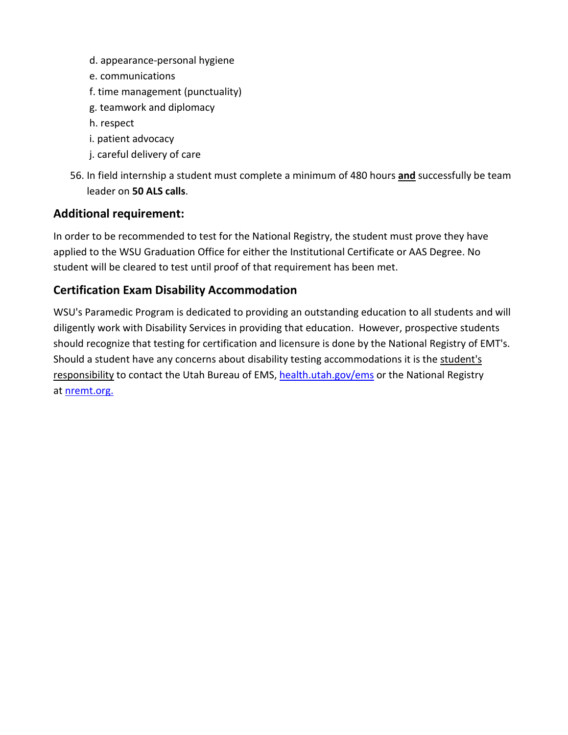d. appearance-personal hygiene
   e. communications
   f. time management (punctuality)
   g. teamwork and diplomacy
   h. respect
   i. patient advocacy
   j. careful delivery of care

56. In field internship a student must complete a minimum of 480 hours **and** successfully be team leader on **50 ALS calls**.

## Additional requirement:

In order to be recommended to test for the National Registry, the student must prove they have applied to the WSU Graduation Office for either the Institutional Certificate or AAS Degree. No student will be cleared to test until proof of that requirement has been met.

## Certification Exam Disability Accommodation

WSU's Paramedic Program is dedicated to providing an outstanding education to all students and will diligently work with Disability Services in providing that education. However, prospective students should recognize that testing for certification and licensure is done by the National Registry of EMT's. Should a student have any concerns about disability testing accommodations it is the student's responsibility to contact the Utah Bureau of EMS, [health.utah.gov/ems](health.utah.gov/ems) or the National Registry at [nremt.org.](nremt.org)